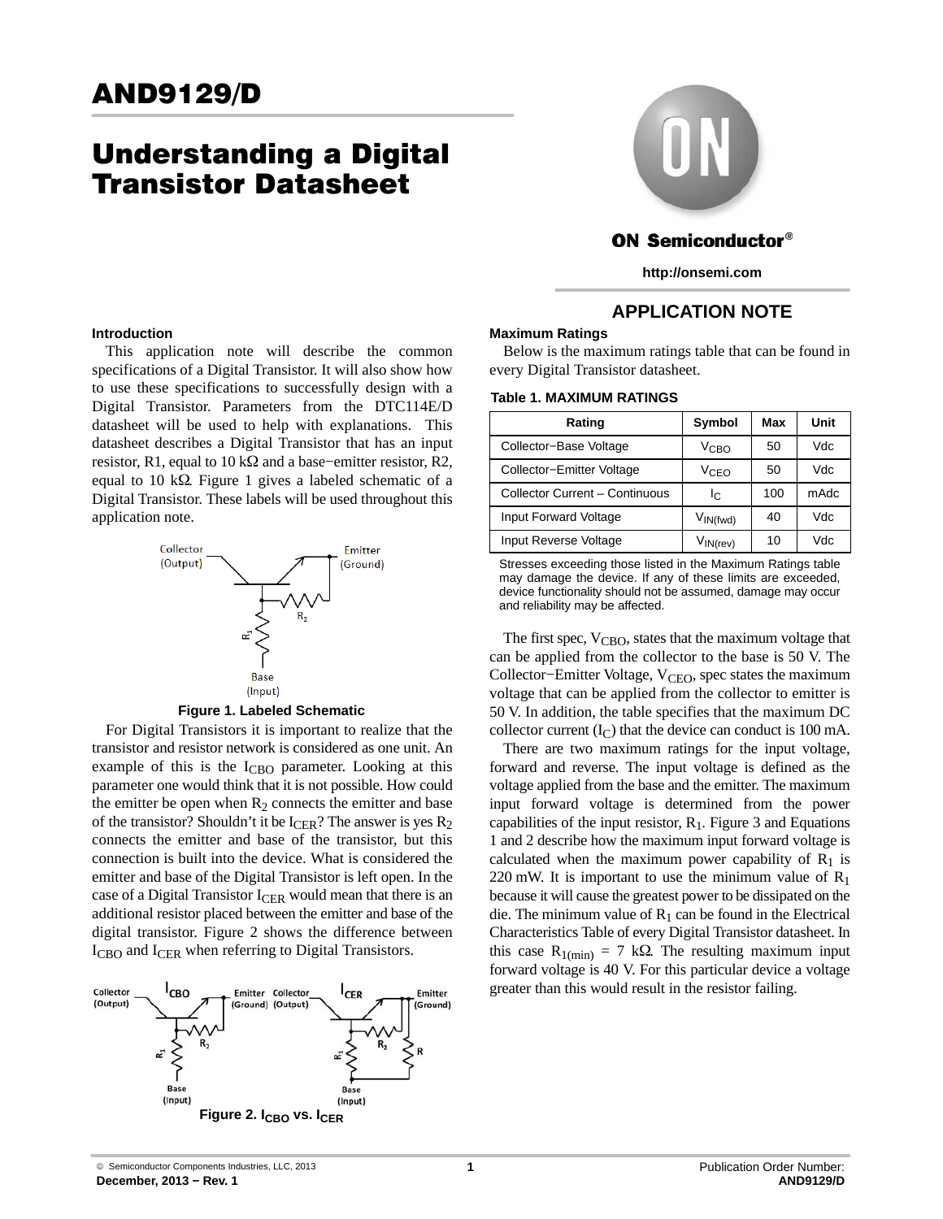# AND9129/D

# Understanding a Digital Transistor Datasheet

ON Semiconductor®

http://onsemi.com

## APPLICATION NOTE

### Introduction

This application note will describe the common specifications of a Digital Transistor. It will also show how to use these specifications to successfully design with a Digital Transistor. Parameters from the DTC114E/D datasheet will be used to help with explanations. This datasheet describes a Digital Transistor that has an input resistor, R1, equal to 10 kΩ and a base−emitter resistor, R2, equal to 10 kΩ. Figure 1 gives a labeled schematic of a Digital Transistor. These labels will be used throughout this application note.

**Figure 1. Labeled Schematic**

For Digital Transistors it is important to realize that the transistor and resistor network is considered as one unit. An example of this is the $I_{CBO}$ parameter. Looking at this parameter one would think that it is not possible. How could the emitter be open when $R_2$ connects the emitter and base of the transistor? Shouldn't it be $I_{CER}$? The answer is yes $R_2$ connects the emitter and base of the transistor, but this connection is built into the device. What is considered the emitter and base of the Digital Transistor is left open. In the case of a Digital Transistor $I_{CER}$ would mean that there is an additional resistor placed between the emitter and base of the digital transistor. Figure 2 shows the difference between $I_{CBO}$ and $I_{CER}$ when referring to Digital Transistors.

**Figure 2. $I_{CBO}$ vs. $I_{CER}$**

### Maximum Ratings

Below is the maximum ratings table that can be found in every Digital Transistor datasheet.

**Table 1. MAXIMUM RATINGS**

| Rating | Symbol | Max | Unit |
|---|---|---|---|
| Collector−Base Voltage | $V_{CBO}$ | 50 | Vdc |
| Collector−Emitter Voltage | $V_{CEO}$ | 50 | Vdc |
| Collector Current – Continuous | $I_C$ | 100 | mAdc |
| Input Forward Voltage | $V_{IN(fwd)}$ | 40 | Vdc |
| Input Reverse Voltage | $V_{IN(rev)}$ | 10 | Vdc |

Stresses exceeding those listed in the Maximum Ratings table may damage the device. If any of these limits are exceeded, device functionality should not be assumed, damage may occur and reliability may be affected.

The first spec, $V_{CBO}$, states that the maximum voltage that can be applied from the collector to the base is 50 V. The Collector−Emitter Voltage, $V_{CEO}$, spec states the maximum voltage that can be applied from the collector to emitter is 50 V. In addition, the table specifies that the maximum DC collector current ($I_C$) that the device can conduct is 100 mA.

There are two maximum ratings for the input voltage, forward and reverse. The input voltage is defined as the voltage applied from the base and the emitter. The maximum input forward voltage is determined from the power capabilities of the input resistor, $R_1$. Figure 3 and Equations 1 and 2 describe how the maximum input forward voltage is calculated when the maximum power capability of $R_1$ is 220 mW. It is important to use the minimum value of $R_1$ because it will cause the greatest power to be dissipated on the die. The minimum value of $R_1$ can be found in the Electrical Characteristics Table of every Digital Transistor datasheet. In this case $R_{1(min)}$ = 7 kΩ. The resulting maximum input forward voltage is 40 V. For this particular device a voltage greater than this would result in the resistor failing.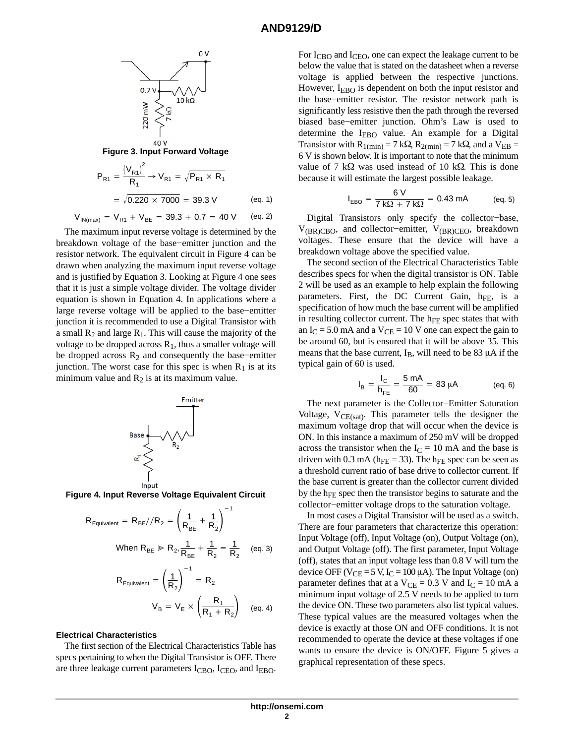Figure 3. Input Forward Voltage

$$P_{R1} = \frac{(V_{R1})^2}{R_1} \rightarrow V_{R1} = \sqrt{P_{R1} \times R_1}$$

$$= \sqrt{0.220 \times 7000} = 39.3\ \text{V} \qquad \text{(eq. 1)}$$

$$V_{IN(max)} = V_{R1} + V_{BE} = 39.3 + 0.7 = 40\ \text{V} \qquad \text{(eq. 2)}$$

The maximum input reverse voltage is determined by the breakdown voltage of the base−emitter junction and the resistor network. The equivalent circuit in Figure 4 can be drawn when analyzing the maximum input reverse voltage and is justified by Equation 3. Looking at Figure 4 one sees that it is just a simple voltage divider. The voltage divider equation is shown in Equation 4. In applications where a large reverse voltage will be applied to the base−emitter junction it is recommended to use a Digital Transistor with a small $R_2$ and large $R_1$. This will cause the majority of the voltage to be dropped across $R_1$, thus a smaller voltage will be dropped across $R_2$ and consequently the base−emitter junction. The worst case for this spec is when $R_1$ is at its minimum value and $R_2$ is at its maximum value.

Figure 4. Input Reverse Voltage Equivalent Circuit

$$R_{Equivalent} = R_{BE} // R_2 = \left(\frac{1}{R_{BE}} + \frac{1}{R_2}\right)^{-1}$$

$$\text{When } R_{BE} \gg R_2, \frac{1}{R_{BE}} + \frac{1}{R_2} = \frac{1}{R_2} \qquad \text{(eq. 3)}$$

$$R_{Equivalent} = \left(\frac{1}{R_2}\right)^{-1} = R_2$$

$$V_B = V_E \times \left(\frac{R_1}{R_1 + R_2}\right) \qquad \text{(eq. 4)}$$

### Electrical Characteristics

The first section of the Electrical Characteristics Table has specs pertaining to when the Digital Transistor is OFF. There are three leakage current parameters $I_{CBO}$, $I_{CEO}$, and $I_{EBO}$. For $I_{CBO}$ and $I_{CEO}$, one can expect the leakage current to be below the value that is stated on the datasheet when a reverse voltage is applied between the respective junctions. However, $I_{EBO}$ is dependent on both the input resistor and the base−emitter resistor. The resistor network path is significantly less resistive then the path through the reversed biased base−emitter junction. Ohm's Law is used to determine the $I_{EBO}$ value. An example for a Digital Transistor with $R_{1(min)} = 7\ \text{k}\Omega$, $R_{2(min)} = 7\ \text{k}\Omega$, and a $V_{EB} = 6\ \text{V}$ is shown below. It is important to note that the minimum value of 7 kΩ was used instead of 10 kΩ. This is done because it will estimate the largest possible leakage.

$$I_{EBO} = \frac{6\ \text{V}}{7\ \text{k}\Omega + 7\ \text{k}\Omega} = 0.43\ \text{mA} \qquad \text{(eq. 5)}$$

Digital Transistors only specify the collector−base, $V_{(BR)CBO}$, and collector−emitter, $V_{(BR)CEO}$, breakdown voltages. These ensure that the device will have a breakdown voltage above the specified value.

The second section of the Electrical Characteristics Table describes specs for when the digital transistor is ON. Table 2 will be used as an example to help explain the following parameters. First, the DC Current Gain, $h_{FE}$, is a specification of how much the base current will be amplified in resulting collector current. The $h_{FE}$ spec states that with an $I_C = 5.0$ mA and a $V_{CE} = 10$ V one can expect the gain to be around 60, but is ensured that it will be above 35. This means that the base current, $I_B$, will need to be 83 μA if the typical gain of 60 is used.

$$I_B = \frac{I_C}{h_{FE}} = \frac{5\ \text{mA}}{60} = 83\ \mu\text{A} \qquad \text{(eq. 6)}$$

The next parameter is the Collector−Emitter Saturation Voltage, $V_{CE(sat)}$. This parameter tells the designer the maximum voltage drop that will occur when the device is ON. In this instance a maximum of 250 mV will be dropped across the transistor when the $I_C = 10$ mA and the base is driven with 0.3 mA ($h_{FE} = 33$). The $h_{FE}$ spec can be seen as a threshold current ratio of base drive to collector current. If the base current is greater than the collector current divided by the $h_{FE}$ spec then the transistor begins to saturate and the collector−emitter voltage drops to the saturation voltage.

In most cases a Digital Transistor will be used as a switch. There are four parameters that characterize this operation: Input Voltage (off), Input Voltage (on), Output Voltage (on), and Output Voltage (off). The first parameter, Input Voltage (off), states that an input voltage less than 0.8 V will turn the device OFF ($V_{CE} = 5$ V, $I_C = 100$ μA). The Input Voltage (on) parameter defines that at a $V_{CE} = 0.3$ V and $I_C = 10$ mA a minimum input voltage of 2.5 V needs to be applied to turn the device ON. These two parameters also list typical values. These typical values are the measured voltages when the device is exactly at those ON and OFF conditions. It is not recommended to operate the device at these voltages if one wants to ensure the device is ON/OFF. Figure 5 gives a graphical representation of these specs.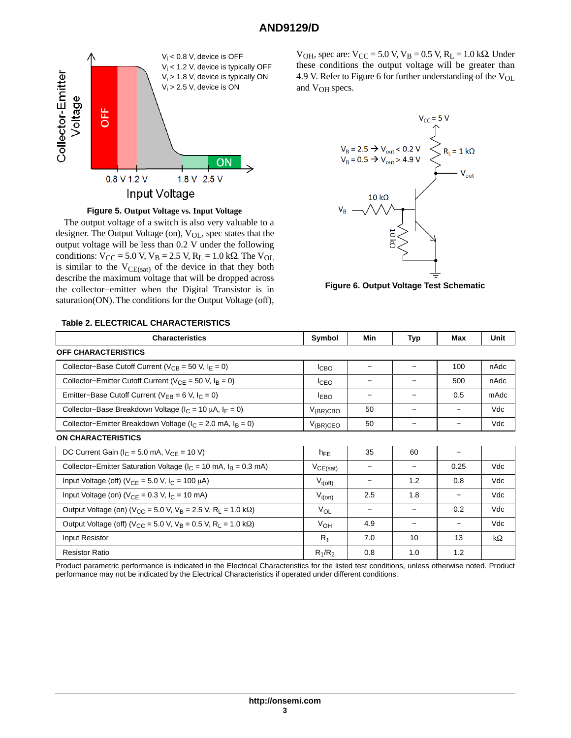Figure 5. Output Voltage vs. Input Voltage

The output voltage of a switch is also very valuable to a designer. The Output Voltage (on), $V_{OL}$, spec states that the output voltage will be less than 0.2 V under the following conditions: $V_{CC}$ = 5.0 V, $V_B$ = 2.5 V, $R_L$ = 1.0 kΩ. The $V_{OL}$ is similar to the $V_{CE(sat)}$ of the device in that they both describe the maximum voltage that will be dropped across the collector−emitter when the Digital Transistor is in saturation(ON). The conditions for the Output Voltage (off), $V_{OH}$, spec are: $V_{CC}$ = 5.0 V, $V_B$ = 0.5 V, $R_L$ = 1.0 kΩ. Under these conditions the output voltage will be greater than 4.9 V. Refer to Figure 6 for further understanding of the $V_{OL}$ and $V_{OH}$ specs.

Figure 6. Output Voltage Test Schematic

**Table 2. ELECTRICAL CHARACTERISTICS**

| Characteristics | Symbol | Min | Typ | Max | Unit |
|---|---|---|---|---|---|
| **OFF CHARACTERISTICS** | | | | | |
| Collector−Base Cutoff Current ($V_{CB}$ = 50 V, $I_E$ = 0) | $I_{CBO}$ | − | − | 100 | nAdc |
| Collector−Emitter Cutoff Current ($V_{CE}$ = 50 V, $I_B$ = 0) | $I_{CEO}$ | − | − | 500 | nAdc |
| Emitter−Base Cutoff Current ($V_{EB}$ = 6 V, $I_C$ = 0) | $I_{EBO}$ | − | − | 0.5 | mAdc |
| Collector−Base Breakdown Voltage ($I_C$ = 10 μA, $I_E$ = 0) | $V_{(BR)CBO}$ | 50 | − | − | Vdc |
| Collector−Emitter Breakdown Voltage ($I_C$ = 2.0 mA, $I_B$ = 0) | $V_{(BR)CEO}$ | 50 | − | − | Vdc |
| **ON CHARACTERISTICS** | | | | | |
| DC Current Gain ($I_C$ = 5.0 mA, $V_{CE}$ = 10 V) | $h_{FE}$ | 35 | 60 | − | |
| Collector−Emitter Saturation Voltage ($I_C$ = 10 mA, $I_B$ = 0.3 mA) | $V_{CE(sat)}$ | − | − | 0.25 | Vdc |
| Input Voltage (off) ($V_{CE}$ = 5.0 V, $I_C$ = 100 μA) | $V_{i(off)}$ | − | 1.2 | 0.8 | Vdc |
| Input Voltage (on) ($V_{CE}$ = 0.3 V, $I_C$ = 10 mA) | $V_{i(on)}$ | 2.5 | 1.8 | − | Vdc |
| Output Voltage (on) ($V_{CC}$ = 5.0 V, $V_B$ = 2.5 V, $R_L$ = 1.0 kΩ) | $V_{OL}$ | − | − | 0.2 | Vdc |
| Output Voltage (off) ($V_{CC}$ = 5.0 V, $V_B$ = 0.5 V, $R_L$ = 1.0 kΩ) | $V_{OH}$ | 4.9 | − | − | Vdc |
| Input Resistor | $R_1$ | 7.0 | 10 | 13 | kΩ |
| Resistor Ratio | $R_1/R_2$ | 0.8 | 1.0 | 1.2 | |

Product parametric performance is indicated in the Electrical Characteristics for the listed test conditions, unless otherwise noted. Product performance may not be indicated by the Electrical Characteristics if operated under different conditions.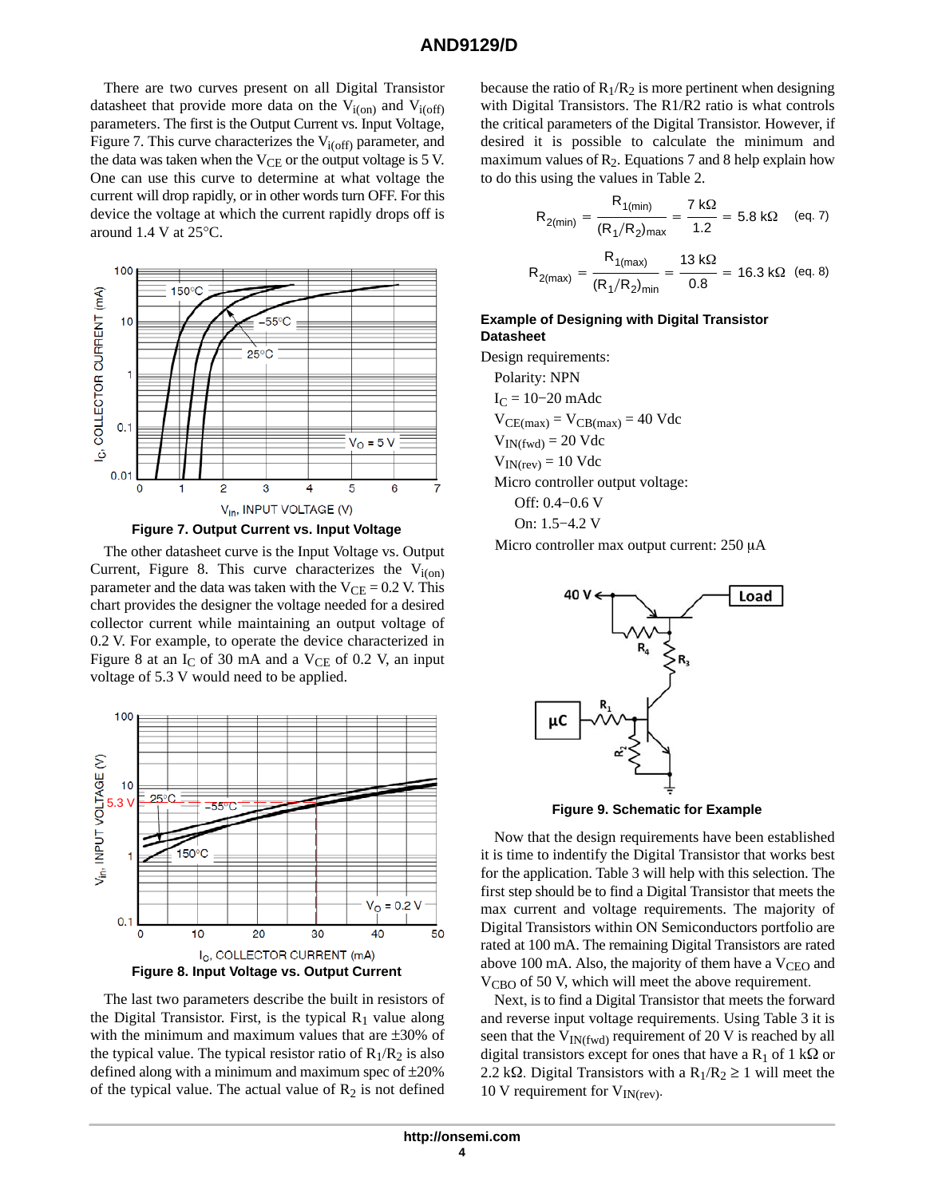There are two curves present on all Digital Transistor datasheet that provide more data on the $V_{i(on)}$ and $V_{i(off)}$ parameters. The first is the Output Current vs. Input Voltage, Figure 7. This curve characterizes the $V_{i(off)}$ parameter, and the data was taken when the $V_{CE}$ or the output voltage is 5 V. One can use this curve to determine at what voltage the current will drop rapidly, or in other words turn OFF. For this device the voltage at which the current rapidly drops off is around 1.4 V at 25°C.

**Figure 7. Output Current vs. Input Voltage**

The other datasheet curve is the Input Voltage vs. Output Current, Figure 8. This curve characterizes the $V_{i(on)}$ parameter and the data was taken with the $V_{CE}$ = 0.2 V. This chart provides the designer the voltage needed for a desired collector current while maintaining an output voltage of 0.2 V. For example, to operate the device characterized in Figure 8 at an $I_C$ of 30 mA and a $V_{CE}$ of 0.2 V, an input voltage of 5.3 V would need to be applied.

**Figure 8. Input Voltage vs. Output Current**

The last two parameters describe the built in resistors of the Digital Transistor. First, is the typical $R_1$ value along with the minimum and maximum values that are ±30% of the typical value. The typical resistor ratio of $R_1/R_2$ is also defined along with a minimum and maximum spec of ±20% of the typical value. The actual value of $R_2$ is not defined because the ratio of $R_1/R_2$ is more pertinent when designing with Digital Transistors. The R1/R2 ratio is what controls the critical parameters of the Digital Transistor. However, if desired it is possible to calculate the minimum and maximum values of $R_2$. Equations 7 and 8 help explain how to do this using the values in Table 2.

$$R_{2(min)} = \frac{R_{1(min)}}{(R_1/R_2)_{max}} = \frac{7\ \text{k}\Omega}{1.2} = 5.8\ \text{k}\Omega \quad \text{(eq. 7)}$$

$$R_{2(max)} = \frac{R_{1(max)}}{(R_1/R_2)_{min}} = \frac{13\ \text{k}\Omega}{0.8} = 16.3\ \text{k}\Omega \quad \text{(eq. 8)}$$

### Example of Designing with Digital Transistor Datasheet

Design requirements:

- Polarity: NPN
- $I_C$ = 10−20 mAdc
- $V_{CE(max)} = V_{CB(max)}$ = 40 Vdc
- $V_{IN(fwd)}$ = 20 Vdc
- $V_{IN(rev)}$ = 10 Vdc
- Micro controller output voltage:
  - Off: 0.4−0.6 V
  - On: 1.5−4.2 V
- Micro controller max output current: 250 μA

**Figure 9. Schematic for Example**

Now that the design requirements have been established it is time to indentify the Digital Transistor that works best for the application. Table 3 will help with this selection. The first step should be to find a Digital Transistor that meets the max current and voltage requirements. The majority of Digital Transistors within ON Semiconductors portfolio are rated at 100 mA. The remaining Digital Transistors are rated above 100 mA. Also, the majority of them have a $V_{CEO}$ and $V_{CBO}$ of 50 V, which will meet the above requirement.

Next, is to find a Digital Transistor that meets the forward and reverse input voltage requirements. Using Table 3 it is seen that the $V_{IN(fwd)}$ requirement of 20 V is reached by all digital transistors except for ones that have a $R_1$ of 1 kΩ or 2.2 kΩ. Digital Transistors with a $R_1/R_2 \geq 1$ will meet the 10 V requirement for $V_{IN(rev)}$.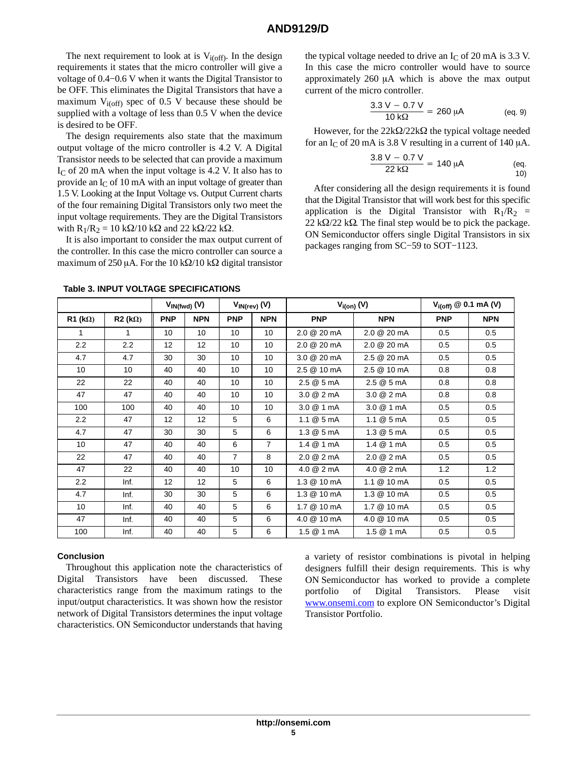The next requirement to look at is $V_{i(off)}$. In the design requirements it states that the micro controller will give a voltage of 0.4−0.6 V when it wants the Digital Transistor to be OFF. This eliminates the Digital Transistors that have a maximum $V_{i(off)}$ spec of 0.5 V because these should be supplied with a voltage of less than 0.5 V when the device is desired to be OFF.

The design requirements also state that the maximum output voltage of the micro controller is 4.2 V. A Digital Transistor needs to be selected that can provide a maximum $I_C$ of 20 mA when the input voltage is 4.2 V. It also has to provide an $I_C$ of 10 mA with an input voltage of greater than 1.5 V. Looking at the Input Voltage vs. Output Current charts of the four remaining Digital Transistors only two meet the input voltage requirements. They are the Digital Transistors with $R_1/R_2$ = 10 kΩ/10 kΩ and 22 kΩ/22 kΩ.

It is also important to consider the max output current of the controller. In this case the micro controller can source a maximum of 250 μA. For the 10 kΩ/10 kΩ digital transistor the typical voltage needed to drive an $I_C$ of 20 mA is 3.3 V. In this case the micro controller would have to source approximately 260 μA which is above the max output current of the micro controller.

$$\frac{3.3\text{ V} - 0.7\text{ V}}{10\text{ k}\Omega} = 260\ \mu\text{A} \qquad \text{(eq. 9)}$$

However, for the 22kΩ/22kΩ the typical voltage needed for an $I_C$ of 20 mA is 3.8 V resulting in a current of 140 μA.

$$\frac{3.8\text{ V} - 0.7\text{ V}}{22\text{ k}\Omega} = 140\ \mu\text{A} \qquad \text{(eq. 10)}$$

After considering all the design requirements it is found that the Digital Transistor that will work best for this specific application is the Digital Transistor with $R_1/R_2$ = 22 kΩ/22 kΩ. The final step would be to pick the package. ON Semiconductor offers single Digital Transistors in six packages ranging from SC−59 to SOT−1123.

**Table 3. INPUT VOLTAGE SPECIFICATIONS**

| | | $V_{IN(fwd)}$ (V) | | $V_{IN(rev)}$ (V) | | $V_{i(on)}$ (V) | | $V_{i(off)}$ @ 0.1 mA (V) | |
|---|---|---|---|---|---|---|---|---|---|
| R1 (kΩ) | R2 (kΩ) | PNP | NPN | PNP | NPN | PNP | NPN | PNP | NPN |
| 1 | 1 | 10 | 10 | 10 | 10 | 2.0 @ 20 mA | 2.0 @ 20 mA | 0.5 | 0.5 |
| 2.2 | 2.2 | 12 | 12 | 10 | 10 | 2.0 @ 20 mA | 2.0 @ 20 mA | 0.5 | 0.5 |
| 4.7 | 4.7 | 30 | 30 | 10 | 10 | 3.0 @ 20 mA | 2.5 @ 20 mA | 0.5 | 0.5 |
| 10 | 10 | 40 | 40 | 10 | 10 | 2.5 @ 10 mA | 2.5 @ 10 mA | 0.8 | 0.8 |
| 22 | 22 | 40 | 40 | 10 | 10 | 2.5 @ 5 mA | 2.5 @ 5 mA | 0.8 | 0.8 |
| 47 | 47 | 40 | 40 | 10 | 10 | 3.0 @ 2 mA | 3.0 @ 2 mA | 0.8 | 0.8 |
| 100 | 100 | 40 | 40 | 10 | 10 | 3.0 @ 1 mA | 3.0 @ 1 mA | 0.5 | 0.5 |
| 2.2 | 47 | 12 | 12 | 5 | 6 | 1.1 @ 5 mA | 1.1 @ 5 mA | 0.5 | 0.5 |
| 4.7 | 47 | 30 | 30 | 5 | 6 | 1.3 @ 5 mA | 1.3 @ 5 mA | 0.5 | 0.5 |
| 10 | 47 | 40 | 40 | 6 | 7 | 1.4 @ 1 mA | 1.4 @ 1 mA | 0.5 | 0.5 |
| 22 | 47 | 40 | 40 | 7 | 8 | 2.0 @ 2 mA | 2.0 @ 2 mA | 0.5 | 0.5 |
| 47 | 22 | 40 | 40 | 10 | 10 | 4.0 @ 2 mA | 4.0 @ 2 mA | 1.2 | 1.2 |
| 2.2 | Inf. | 12 | 12 | 5 | 6 | 1.3 @ 10 mA | 1.1 @ 10 mA | 0.5 | 0.5 |
| 4.7 | Inf. | 30 | 30 | 5 | 6 | 1.3 @ 10 mA | 1.3 @ 10 mA | 0.5 | 0.5 |
| 10 | Inf. | 40 | 40 | 5 | 6 | 1.7 @ 10 mA | 1.7 @ 10 mA | 0.5 | 0.5 |
| 47 | Inf. | 40 | 40 | 5 | 6 | 4.0 @ 10 mA | 4.0 @ 10 mA | 0.5 | 0.5 |
| 100 | Inf. | 40 | 40 | 5 | 6 | 1.5 @ 1 mA | 1.5 @ 1 mA | 0.5 | 0.5 |

### Conclusion

Throughout this application note the characteristics of Digital Transistors have been discussed. These characteristics range from the maximum ratings to the input/output characteristics. It was shown how the resistor network of Digital Transistors determines the input voltage characteristics. ON Semiconductor understands that having a variety of resistor combinations is pivotal in helping designers fulfill their design requirements. This is why ON Semiconductor has worked to provide a complete portfolio of Digital Transistors. Please visit www.onsemi.com to explore ON Semiconductor's Digital Transistor Portfolio.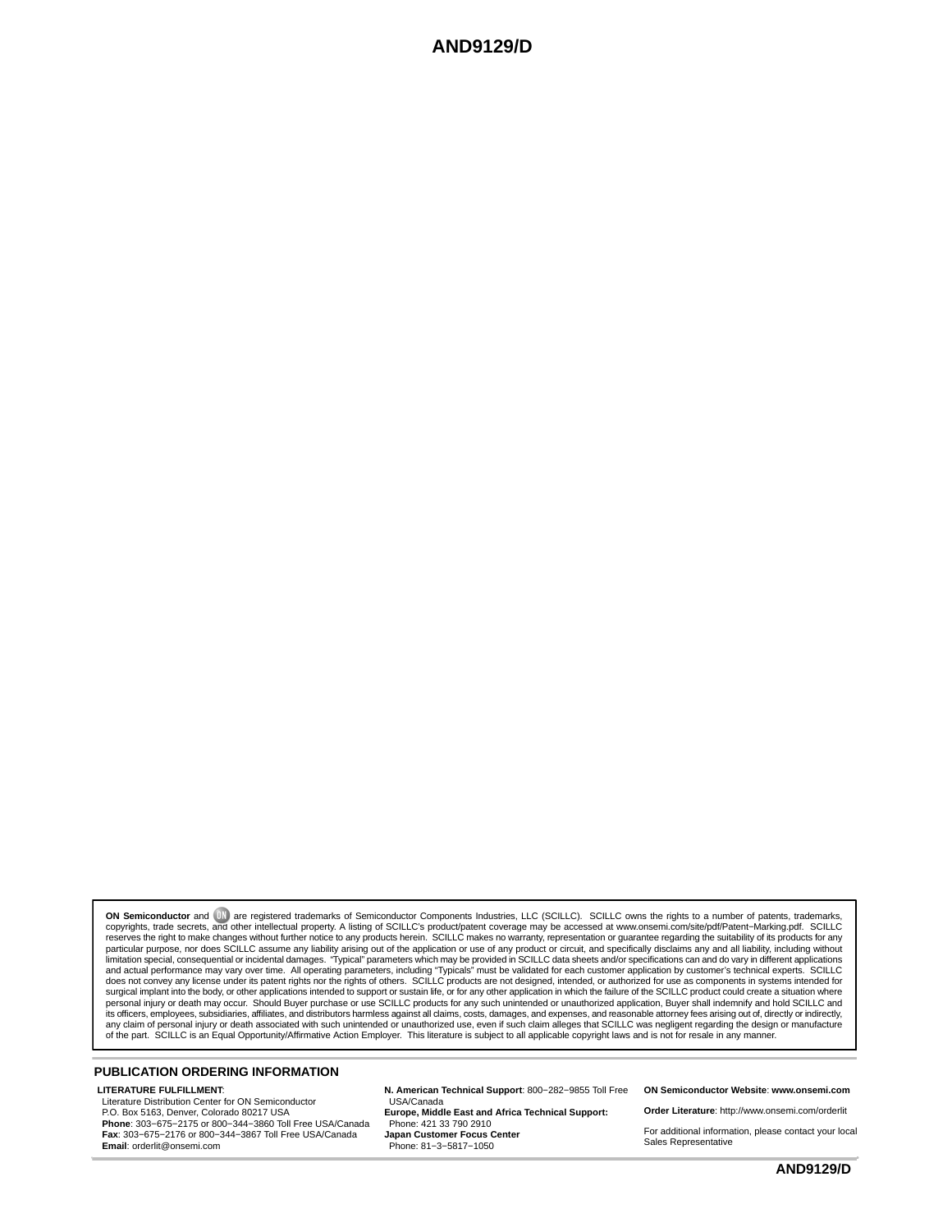**ON Semiconductor** and ON are registered trademarks of Semiconductor Components Industries, LLC (SCILLC). SCILLC owns the rights to a number of patents, trademarks, copyrights, trade secrets, and other intellectual property. A listing of SCILLC's product/patent coverage may be accessed at www.onsemi.com/site/pdf/Patent−Marking.pdf. SCILLC reserves the right to make changes without further notice to any products herein. SCILLC makes no warranty, representation or guarantee regarding the suitability of its products for any particular purpose, nor does SCILLC assume any liability arising out of the application or use of any product or circuit, and specifically disclaims any and all liability, including without limitation special, consequential or incidental damages. "Typical" parameters which may be provided in SCILLC data sheets and/or specifications can and do vary in different applications and actual performance may vary over time. All operating parameters, including "Typicals" must be validated for each customer application by customer's technical experts. SCILLC does not convey any license under its patent rights nor the rights of others. SCILLC products are not designed, intended, or authorized for use as components in systems intended for surgical implant into the body, or other applications intended to support or sustain life, or for any other application in which the failure of the SCILLC product could create a situation where personal injury or death may occur. Should Buyer purchase or use SCILLC products for any such unintended or unauthorized application, Buyer shall indemnify and hold SCILLC and its officers, employees, subsidiaries, affiliates, and distributors harmless against all claims, costs, damages, and expenses, and reasonable attorney fees arising out of, directly or indirectly, any claim of personal injury or death associated with such unintended or unauthorized use, even if such claim alleges that SCILLC was negligent regarding the design or manufacture of the part. SCILLC is an Equal Opportunity/Affirmative Action Employer. This literature is subject to all applicable copyright laws and is not for resale in any manner.

## PUBLICATION ORDERING INFORMATION

**LITERATURE FULFILLMENT**:
Literature Distribution Center for ON Semiconductor
P.O. Box 5163, Denver, Colorado 80217 USA
**Phone**: 303−675−2175 or 800−344−3860 Toll Free USA/Canada
**Fax**: 303−675−2176 or 800−344−3867 Toll Free USA/Canada
**Email**: orderlit@onsemi.com

**N. American Technical Support**: 800−282−9855 Toll Free USA/Canada
**Europe, Middle East and Africa Technical Support:**
Phone: 421 33 790 2910
**Japan Customer Focus Center**
Phone: 81−3−5817−1050

**ON Semiconductor Website**: **www.onsemi.com**

**Order Literature**: http://www.onsemi.com/orderlit

For additional information, please contact your local Sales Representative

AND9129/D